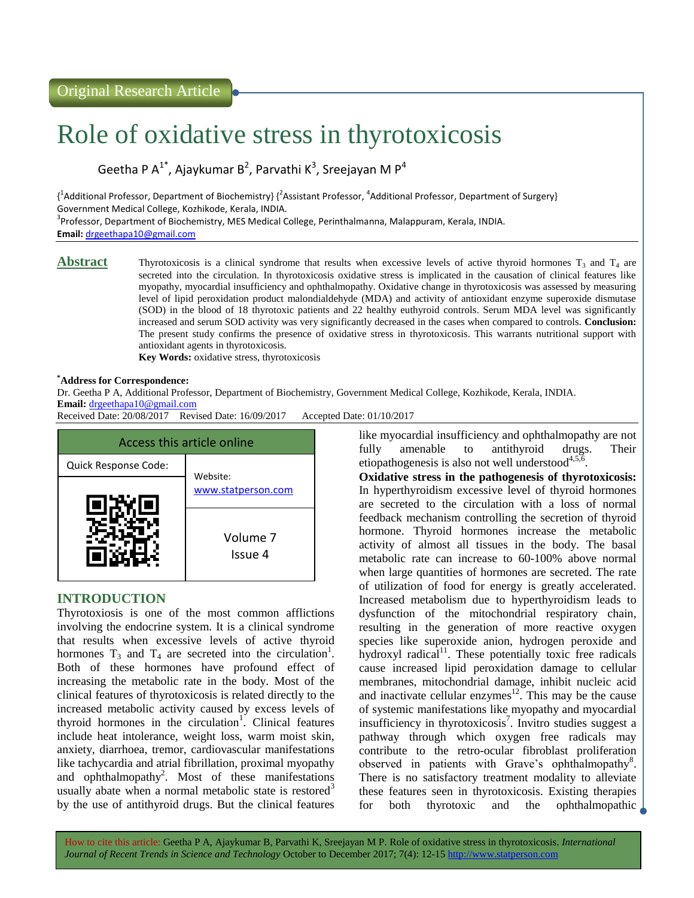Original Research Article

# Role of oxidative stress in thyrotoxicosis

Geetha P A[1*], Ajaykumar B[2], Parvathi K[3], Sreejayan M P[4]

{[1]Additional Professor, Department of Biochemistry} {[2]Assistant Professor, [4]Additional Professor, Department of Surgery} Government Medical College, Kozhikode, Kerala, INDIA.

[3]Professor, Department of Biochemistry, MES Medical College, Perinthalmanna, Malappuram, Kerala, INDIA.

**Email:** drgeethapa10@gmail.com

## Abstract

Thyrotoxicosis is a clinical syndrome that results when excessive levels of active thyroid hormones $T_3$ and $T_4$ are secreted into the circulation. In thyrotoxicosis oxidative stress is implicated in the causation of clinical features like myopathy, myocardial insufficiency and ophthalmopathy. Oxidative change in thyrotoxicosis was assessed by measuring level of lipid peroxidation product malondialdehyde (MDA) and activity of antioxidant enzyme superoxide dismutase (SOD) in the blood of 18 thyrotoxic patients and 22 healthy euthyroid controls. Serum MDA level was significantly increased and serum SOD activity was very significantly decreased in the cases when compared to controls. **Conclusion:** The present study confirms the presence of oxidative stress in thyrotoxicosis. This warrants nutritional support with antioxidant agents in thyrotoxicosis.

**Key Words:** oxidative stress, thyrotoxicosis

**\*Address for Correspondence:**

Dr. Geetha P A, Additional Professor, Department of Biochemistry, Government Medical College, Kozhikode, Kerala, INDIA.

**Email:** drgeethapa10@gmail.com

Received Date: 20/08/2017 Revised Date: 16/09/2017 Accepted Date: 01/10/2017

| Access this article online | |
|---|---|
| Quick Response Code: | Website: www.statperson.com |
| | Volume 7 Issue 4 |

## INTRODUCTION

Thyrotoxiosis is one of the most common afflictions involving the endocrine system. It is a clinical syndrome that results when excessive levels of active thyroid hormones $T_3$ and $T_4$ are secreted into the circulation[1]. Both of these hormones have profound effect of increasing the metabolic rate in the body. Most of the clinical features of thyrotoxicosis is related directly to the increased metabolic activity caused by excess levels of thyroid hormones in the circulation[1]. Clinical features include heat intolerance, weight loss, warm moist skin, anxiety, diarrhoea, tremor, cardiovascular manifestations like tachycardia and atrial fibrillation, proximal myopathy and ophthalmopathy[2]. Most of these manifestations usually abate when a normal metabolic state is restored[3] by the use of antithyroid drugs. But the clinical features like myocardial insufficiency and ophthalmopathy are not fully amenable to antithyroid drugs. Their etiopathogenesis is also not well understood[4,5,6].

**Oxidative stress in the pathogenesis of thyrotoxicosis:** In hyperthyroidism excessive level of thyroid hormones are secreted to the circulation with a loss of normal feedback mechanism controlling the secretion of thyroid hormone. Thyroid hormones increase the metabolic activity of almost all tissues in the body. The basal metabolic rate can increase to 60-100% above normal when large quantities of hormones are secreted. The rate of utilization of food for energy is greatly accelerated. Increased metabolism due to hyperthyroidism leads to dysfunction of the mitochondrial respiratory chain, resulting in the generation of more reactive oxygen species like superoxide anion, hydrogen peroxide and hydroxyl radical[11]. These potentially toxic free radicals cause increased lipid peroxidation damage to cellular membranes, mitochondrial damage, inhibit nucleic acid and inactivate cellular enzymes[12]. This may be the cause of systemic manifestations like myopathy and myocardial insufficiency in thyrotoxicosis[7]. Invitro studies suggest a pathway through which oxygen free radicals may contribute to the retro-ocular fibroblast proliferation observed in patients with Grave's ophthalmopathy[8]. There is no satisfactory treatment modality to alleviate these features seen in thyrotoxicosis. Existing therapies for both thyrotoxic and the ophthalmopathic

How to cite this article: Geetha P A, Ajaykumar B, Parvathi K, Sreejayan M P. Role of oxidative stress in thyrotoxicosis. *International Journal of Recent Trends in Science and Technology* October to December 2017; 7(4): 12-15 http://www.statperson.com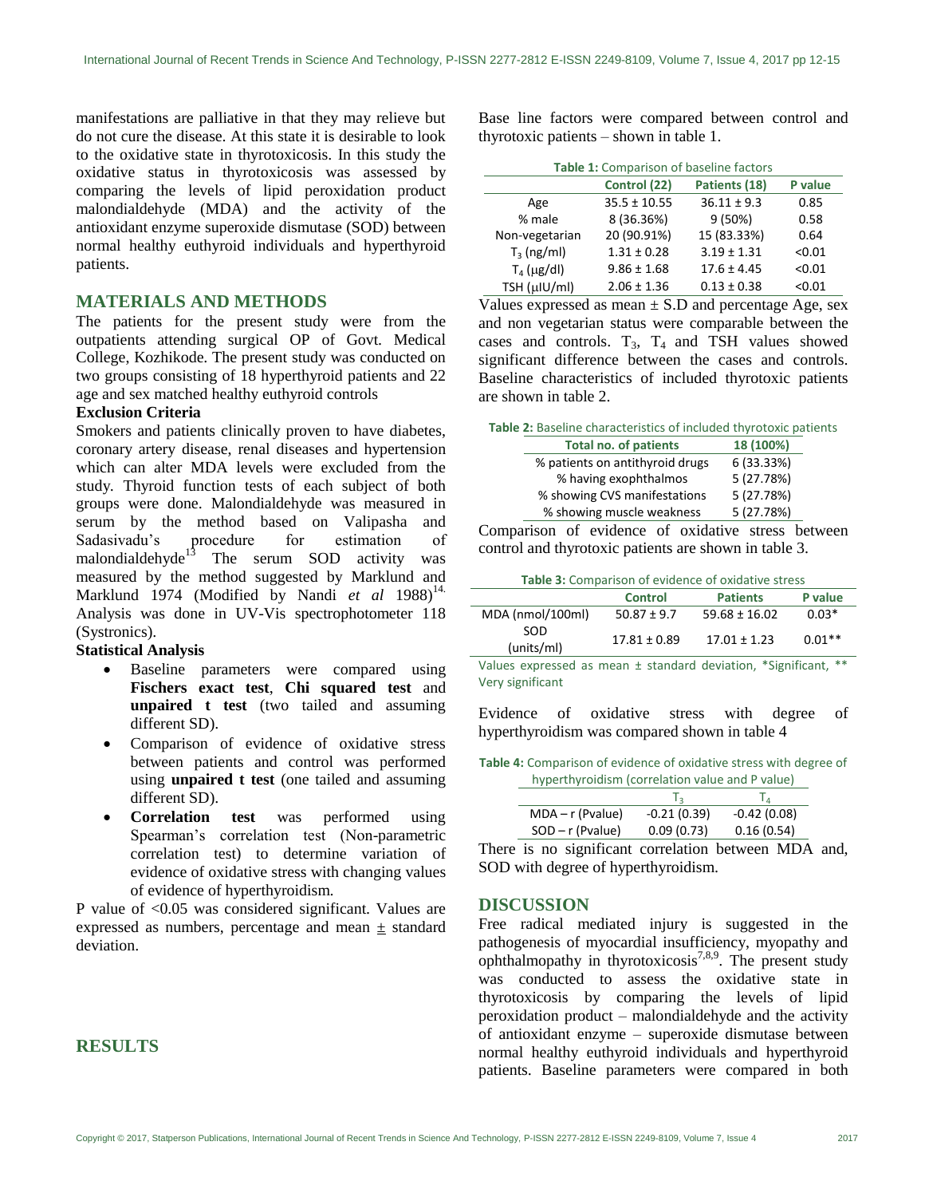manifestations are palliative in that they may relieve but do not cure the disease. At this state it is desirable to look to the oxidative state in thyrotoxicosis. In this study the oxidative status in thyrotoxicosis was assessed by comparing the levels of lipid peroxidation product malondialdehyde (MDA) and the activity of the antioxidant enzyme superoxide dismutase (SOD) between normal healthy euthyroid individuals and hyperthyroid patients.

## MATERIALS AND METHODS

The patients for the present study were from the outpatients attending surgical OP of Govt. Medical College, Kozhikode. The present study was conducted on two groups consisting of 18 hyperthyroid patients and 22 age and sex matched healthy euthyroid controls

**Exclusion Criteria**

Smokers and patients clinically proven to have diabetes, coronary artery disease, renal diseases and hypertension which can alter MDA levels were excluded from the study. Thyroid function tests of each subject of both groups were done. Malondialdehyde was measured in serum by the method based on Valipasha and Sadasivadu's procedure for estimation of malondialdehyde[13] The serum SOD activity was measured by the method suggested by Marklund and Marklund 1974 (Modified by Nandi *et al* 1988)[14.] Analysis was done in UV-Vis spectrophotometer 118 (Systronics).

**Statistical Analysis**

- Baseline parameters were compared using **Fischers exact test**, **Chi squared test** and **unpaired t test** (two tailed and assuming different SD).
- Comparison of evidence of oxidative stress between patients and control was performed using **unpaired t test** (one tailed and assuming different SD).
- **Correlation test** was performed using Spearman's correlation test (Non-parametric correlation test) to determine variation of evidence of oxidative stress with changing values of evidence of hyperthyroidism.

P value of <0.05 was considered significant. Values are expressed as numbers, percentage and mean ± standard deviation.

## RESULTS

Base line factors were compared between control and thyrotoxic patients – shown in table 1.

**Table 1:** Comparison of baseline factors

| | Control (22) | Patients (18) | P value |
|---|---|---|---|
| Age | 35.5 ± 10.55 | 36.11 ± 9.3 | 0.85 |
| % male | 8 (36.36%) | 9 (50%) | 0.58 |
| Non-vegetarian | 20 (90.91%) | 15 (83.33%) | 0.64 |
| $T_3$ (ng/ml) | 1.31 ± 0.28 | 3.19 ± 1.31 | <0.01 |
| $T_4$ (μg/dl) | 9.86 ± 1.68 | 17.6 ± 4.45 | <0.01 |
| TSH (μIU/ml) | 2.06 ± 1.36 | 0.13 ± 0.38 | <0.01 |

Values expressed as mean ± S.D and percentage Age, sex and non vegetarian status were comparable between the cases and controls. $T_3$, $T_4$ and TSH values showed significant difference between the cases and controls. Baseline characteristics of included thyrotoxic patients are shown in table 2.

**Table 2:** Baseline characteristics of included thyrotoxic patients

| Total no. of patients | 18 (100%) |
|---|---|
| % patients on antithyroid drugs | 6 (33.33%) |
| % having exophthalmos | 5 (27.78%) |
| % showing CVS manifestations | 5 (27.78%) |
| % showing muscle weakness | 5 (27.78%) |

Comparison of evidence of oxidative stress between control and thyrotoxic patients are shown in table 3.

**Table 3:** Comparison of evidence of oxidative stress

| | Control | Patients | P value |
|---|---|---|---|
| MDA (nmol/100ml) | 50.87 ± 9.7 | 59.68 ± 16.02 | 0.03* |
| SOD (units/ml) | 17.81 ± 0.89 | 17.01 ± 1.23 | 0.01** |

Values expressed as mean ± standard deviation, *Significant, ** Very significant

Evidence of oxidative stress with degree of hyperthyroidism was compared shown in table 4

**Table 4:** Comparison of evidence of oxidative stress with degree of hyperthyroidism (correlation value and P value)

| | $T_3$ | $T_4$ |
|---|---|---|
| MDA – r (Pvalue) | -0.21 (0.39) | -0.42 (0.08) |
| SOD – r (Pvalue) | 0.09 (0.73) | 0.16 (0.54) |

There is no significant correlation between MDA and, SOD with degree of hyperthyroidism.

## DISCUSSION

Free radical mediated injury is suggested in the pathogenesis of myocardial insufficiency, myopathy and ophthalmopathy in thyrotoxicosis[7,8,9]. The present study was conducted to assess the oxidative state in thyrotoxicosis by comparing the levels of lipid peroxidation product – malondialdehyde and the activity of antioxidant enzyme – superoxide dismutase between normal healthy euthyroid individuals and hyperthyroid patients. Baseline parameters were compared in both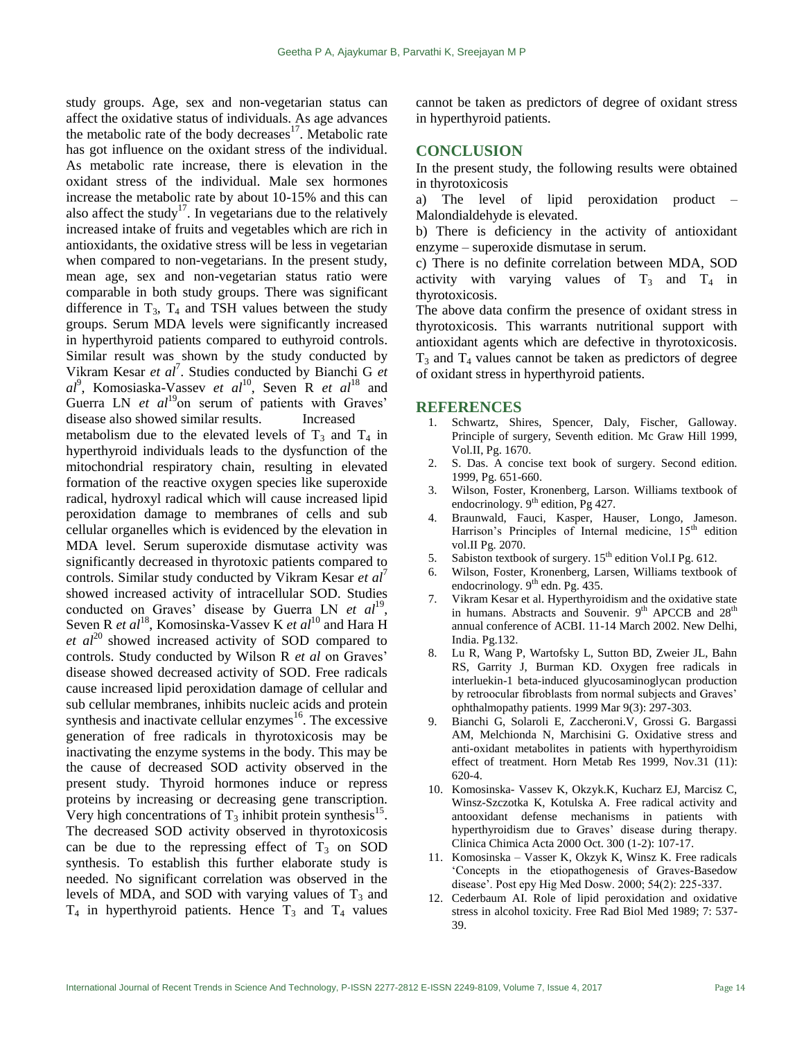study groups. Age, sex and non-vegetarian status can affect the oxidative status of individuals. As age advances the metabolic rate of the body decreases[17]. Metabolic rate has got influence on the oxidant stress of the individual. As metabolic rate increase, there is elevation in the oxidant stress of the individual. Male sex hormones increase the metabolic rate by about 10-15% and this can also affect the study[17]. In vegetarians due to the relatively increased intake of fruits and vegetables which are rich in antioxidants, the oxidative stress will be less in vegetarian when compared to non-vegetarians. In the present study, mean age, sex and non-vegetarian status ratio were comparable in both study groups. There was significant difference in $T_3$, $T_4$ and TSH values between the study groups. Serum MDA levels were significantly increased in hyperthyroid patients compared to euthyroid controls. Similar result was shown by the study conducted by Vikram Kesar *et al*[7]. Studies conducted by Bianchi G *et al*[9], Komosiaska-Vassev *et al*[10], Seven R *et al*[18] and Guerra LN *et al*[19]on serum of patients with Graves' disease also showed similar results. Increased metabolism due to the elevated levels of $T_3$ and $T_4$ in hyperthyroid individuals leads to the dysfunction of the mitochondrial respiratory chain, resulting in elevated formation of the reactive oxygen species like superoxide radical, hydroxyl radical which will cause increased lipid peroxidation damage to membranes of cells and sub cellular organelles which is evidenced by the elevation in MDA level. Serum superoxide dismutase activity was significantly decreased in thyrotoxic patients compared to controls. Similar study conducted by Vikram Kesar *et al*[7] showed increased activity of intracellular SOD. Studies conducted on Graves' disease by Guerra LN *et al*[19], Seven R *et al*[18], Komosinska-Vassev K *et al*[10] and Hara H *et al*[20] showed increased activity of SOD compared to controls. Study conducted by Wilson R *et al* on Graves' disease showed decreased activity of SOD. Free radicals cause increased lipid peroxidation damage of cellular and sub cellular membranes, inhibits nucleic acids and protein synthesis and inactivate cellular enzymes[16]. The excessive generation of free radicals in thyrotoxicosis may be inactivating the enzyme systems in the body. This may be the cause of decreased SOD activity observed in the present study. Thyroid hormones induce or repress proteins by increasing or decreasing gene transcription. Very high concentrations of $T_3$ inhibit protein synthesis[15]. The decreased SOD activity observed in thyrotoxicosis can be due to the repressing effect of $T_3$ on SOD synthesis. To establish this further elaborate study is needed. No significant correlation was observed in the levels of MDA, and SOD with varying values of $T_3$ and $T_4$ in hyperthyroid patients. Hence $T_3$ and $T_4$ values cannot be taken as predictors of degree of oxidant stress in hyperthyroid patients.

## CONCLUSION

In the present study, the following results were obtained in thyrotoxicosis

a) The level of lipid peroxidation product – Malondialdehyde is elevated.

b) There is deficiency in the activity of antioxidant enzyme – superoxide dismutase in serum.

c) There is no definite correlation between MDA, SOD activity with varying values of $T_3$ and $T_4$ in thyrotoxicosis.

The above data confirm the presence of oxidant stress in thyrotoxicosis. This warrants nutritional support with antioxidant agents which are defective in thyrotoxicosis. $T_3$ and $T_4$ values cannot be taken as predictors of degree of oxidant stress in hyperthyroid patients.

## REFERENCES

1. Schwartz, Shires, Spencer, Daly, Fischer, Galloway. Principle of surgery, Seventh edition. Mc Graw Hill 1999, Vol.II, Pg. 1670.
2. S. Das. A concise text book of surgery. Second edition. 1999, Pg. 651-660.
3. Wilson, Foster, Kronenberg, Larson. Williams textbook of endocrinology. 9th edition, Pg 427.
4. Braunwald, Fauci, Kasper, Hauser, Longo, Jameson. Harrison's Principles of Internal medicine, 15th edition vol.II Pg. 2070.
5. Sabiston textbook of surgery. 15th edition Vol.I Pg. 612.
6. Wilson, Foster, Kronenberg, Larsen, Williams textbook of endocrinology. 9th edn. Pg. 435.
7. Vikram Kesar et al. Hyperthyroidism and the oxidative state in humans. Abstracts and Souvenir. 9th APCCB and 28th annual conference of ACBI. 11-14 March 2002. New Delhi, India. Pg.132.
8. Lu R, Wang P, Wartofsky L, Sutton BD, Zweier JL, Bahn RS, Garrity J, Burman KD. Oxygen free radicals in interluekin-1 beta-induced glyucosaminoglycan production by retroocular fibroblasts from normal subjects and Graves' ophthalmopathy patients. 1999 Mar 9(3): 297-303.
9. Bianchi G, Solaroli E, Zaccheroni.V, Grossi G. Bargassi AM, Melchionda N, Marchisini G. Oxidative stress and anti-oxidant metabolites in patients with hyperthyroidism effect of treatment. Horn Metab Res 1999, Nov.31 (11): 620-4.
10. Komosinska- Vassev K, Okzyk.K, Kucharz EJ, Marcisz C, Winsz-Szczotka K, Kotulska A. Free radical activity and antooxidant defense mechanisms in patients with hyperthyroidism due to Graves' disease during therapy. Clinica Chimica Acta 2000 Oct. 300 (1-2): 107-17.
11. Komosinska – Vasser K, Okzyk K, Winsz K. Free radicals 'Concepts in the etiopathogenesis of Graves-Basedow disease'. Post epy Hig Med Dosw. 2000; 54(2): 225-337.
12. Cederbaum AI. Role of lipid peroxidation and oxidative stress in alcohol toxicity. Free Rad Biol Med 1989; 7: 537-39.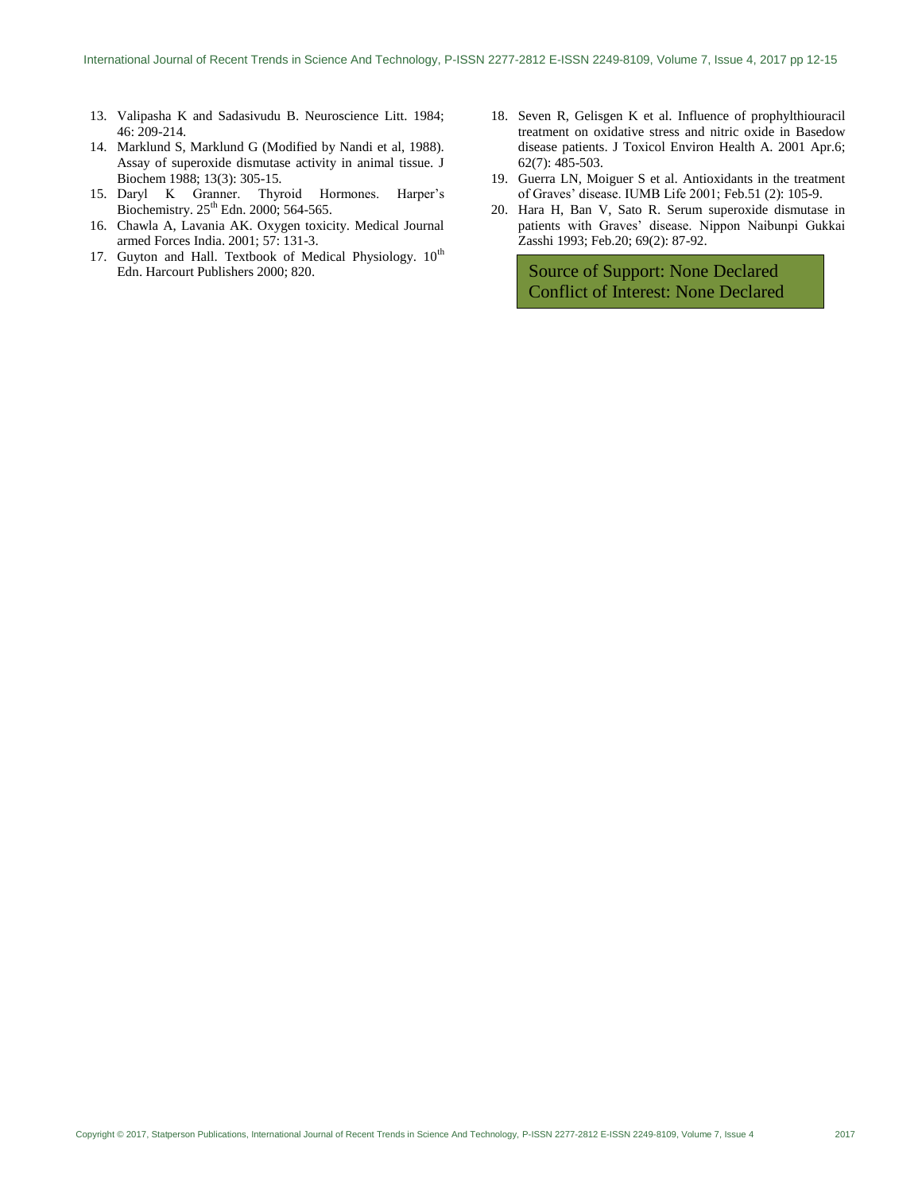13. Valipasha K and Sadasivudu B. Neuroscience Litt. 1984; 46: 209-214.
14. Marklund S, Marklund G (Modified by Nandi et al, 1988). Assay of superoxide dismutase activity in animal tissue. J Biochem 1988; 13(3): 305-15.
15. Daryl K Granner. Thyroid Hormones. Harper's Biochemistry. 25th Edn. 2000; 564-565.
16. Chawla A, Lavania AK. Oxygen toxicity. Medical Journal armed Forces India. 2001; 57: 131-3.
17. Guyton and Hall. Textbook of Medical Physiology. 10th Edn. Harcourt Publishers 2000; 820.
18. Seven R, Gelisgen K et al. Influence of prophylthiouracil treatment on oxidative stress and nitric oxide in Basedow disease patients. J Toxicol Environ Health A. 2001 Apr.6; 62(7): 485-503.
19. Guerra LN, Moiguer S et al. Antioxidants in the treatment of Graves' disease. IUMB Life 2001; Feb.51 (2): 105-9.
20. Hara H, Ban V, Sato R. Serum superoxide dismutase in patients with Graves' disease. Nippon Naibunpi Gukkai Zasshi 1993; Feb.20; 69(2): 87-92.

Source of Support: None Declared
Conflict of Interest: None Declared